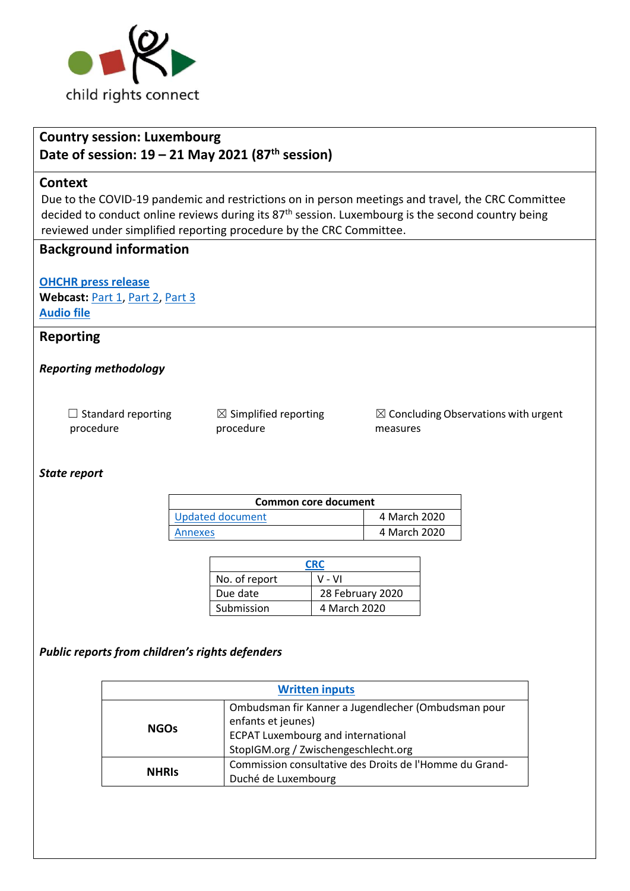child rights connect

**Country session: Luxembourg**
**Date of session: 19 – 21 May 2021 (87th session)**

## Context

Due to the COVID-19 pandemic and restrictions on in person meetings and travel, the CRC Committee decided to conduct online reviews during its 87th session. Luxembourg is the second country being reviewed under simplified reporting procedure by the CRC Committee.

## Background information

**OHCHR press release**
**Webcast:** Part 1, Part 2, Part 3
**Audio file**

## Reporting

### *Reporting methodology*

☐ Standard reporting procedure ☒ Simplified reporting procedure ☒ Concluding Observations with urgent measures

### *State report*

| Common core document | |
|---|---|
| Updated document | 4 March 2020 |
| Annexes | 4 March 2020 |

| CRC | |
|---|---|
| No. of report | V - VI |
| Due date | 28 February 2020 |
| Submission | 4 March 2020 |

### *Public reports from children's rights defenders*

| Written inputs | |
|---|---|
| **NGOs** | Ombudsman fir Kanner a Jugendlecher (Ombudsman pour enfants et jeunes)<br>ECPAT Luxembourg and international<br>StopIGM.org / Zwischengeschlecht.org |
| **NHRIs** | Commission consultative des Droits de l'Homme du Grand-Duché de Luxembourg |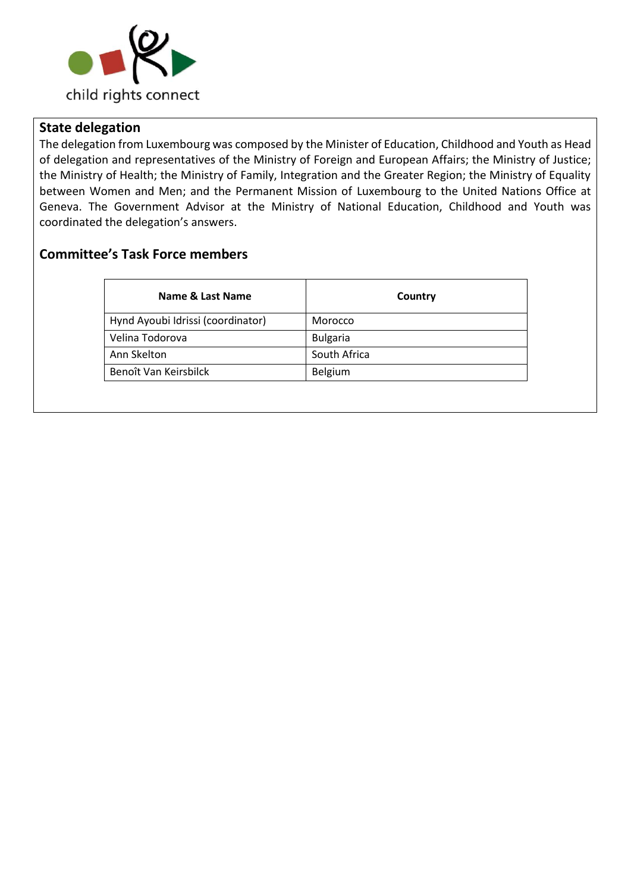## State delegation

The delegation from Luxembourg was composed by the Minister of Education, Childhood and Youth as Head of delegation and representatives of the Ministry of Foreign and European Affairs; the Ministry of Justice; the Ministry of Health; the Ministry of Family, Integration and the Greater Region; the Ministry of Equality between Women and Men; and the Permanent Mission of Luxembourg to the United Nations Office at Geneva. The Government Advisor at the Ministry of National Education, Childhood and Youth was coordinated the delegation's answers.

## Committee's Task Force members

| Name & Last Name | Country |
|---|---|
| Hynd Ayoubi Idrissi (coordinator) | Morocco |
| Velina Todorova | Bulgaria |
| Ann Skelton | South Africa |
| Benoît Van Keirsbilck | Belgium |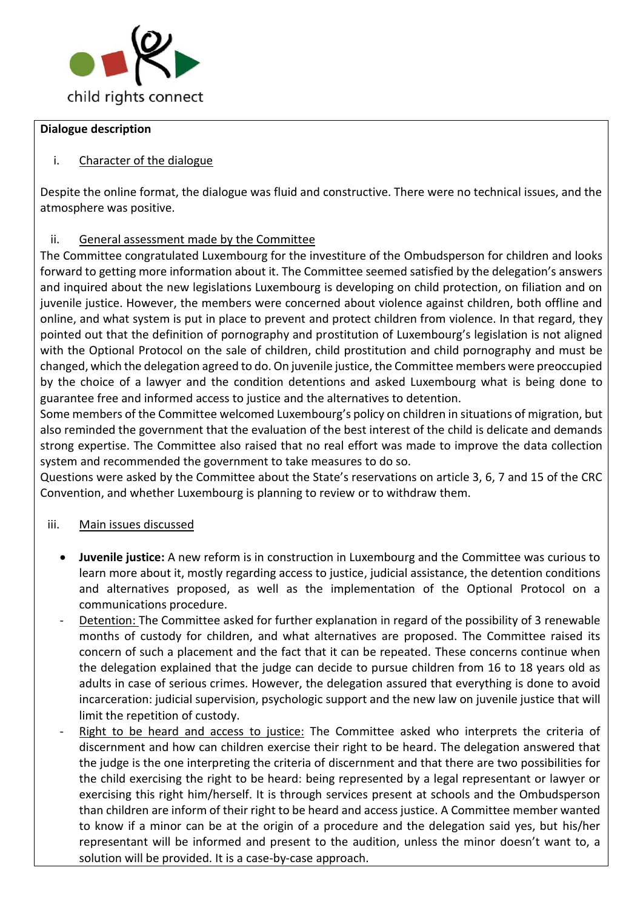**Dialogue description**

i. Character of the dialogue

Despite the online format, the dialogue was fluid and constructive. There were no technical issues, and the atmosphere was positive.

ii. General assessment made by the Committee

The Committee congratulated Luxembourg for the investiture of the Ombudsperson for children and looks forward to getting more information about it. The Committee seemed satisfied by the delegation's answers and inquired about the new legislations Luxembourg is developing on child protection, on filiation and on juvenile justice. However, the members were concerned about violence against children, both offline and online, and what system is put in place to prevent and protect children from violence. In that regard, they pointed out that the definition of pornography and prostitution of Luxembourg's legislation is not aligned with the Optional Protocol on the sale of children, child prostitution and child pornography and must be changed, which the delegation agreed to do. On juvenile justice, the Committee members were preoccupied by the choice of a lawyer and the condition detentions and asked Luxembourg what is being done to guarantee free and informed access to justice and the alternatives to detention.

Some members of the Committee welcomed Luxembourg's policy on children in situations of migration, but also reminded the government that the evaluation of the best interest of the child is delicate and demands strong expertise. The Committee also raised that no real effort was made to improve the data collection system and recommended the government to take measures to do so.

Questions were asked by the Committee about the State's reservations on article 3, 6, 7 and 15 of the CRC Convention, and whether Luxembourg is planning to review or to withdraw them.

iii. Main issues discussed

- **Juvenile justice:** A new reform is in construction in Luxembourg and the Committee was curious to learn more about it, mostly regarding access to justice, judicial assistance, the detention conditions and alternatives proposed, as well as the implementation of the Optional Protocol on a communications procedure.
- Detention: The Committee asked for further explanation in regard of the possibility of 3 renewable months of custody for children, and what alternatives are proposed. The Committee raised its concern of such a placement and the fact that it can be repeated. These concerns continue when the delegation explained that the judge can decide to pursue children from 16 to 18 years old as adults in case of serious crimes. However, the delegation assured that everything is done to avoid incarceration: judicial supervision, psychologic support and the new law on juvenile justice that will limit the repetition of custody.
- Right to be heard and access to justice: The Committee asked who interprets the criteria of discernment and how can children exercise their right to be heard. The delegation answered that the judge is the one interpreting the criteria of discernment and that there are two possibilities for the child exercising the right to be heard: being represented by a legal representant or lawyer or exercising this right him/herself. It is through services present at schools and the Ombudsperson than children are inform of their right to be heard and access justice. A Committee member wanted to know if a minor can be at the origin of a procedure and the delegation said yes, but his/her representant will be informed and present to the audition, unless the minor doesn't want to, a solution will be provided. It is a case-by-case approach.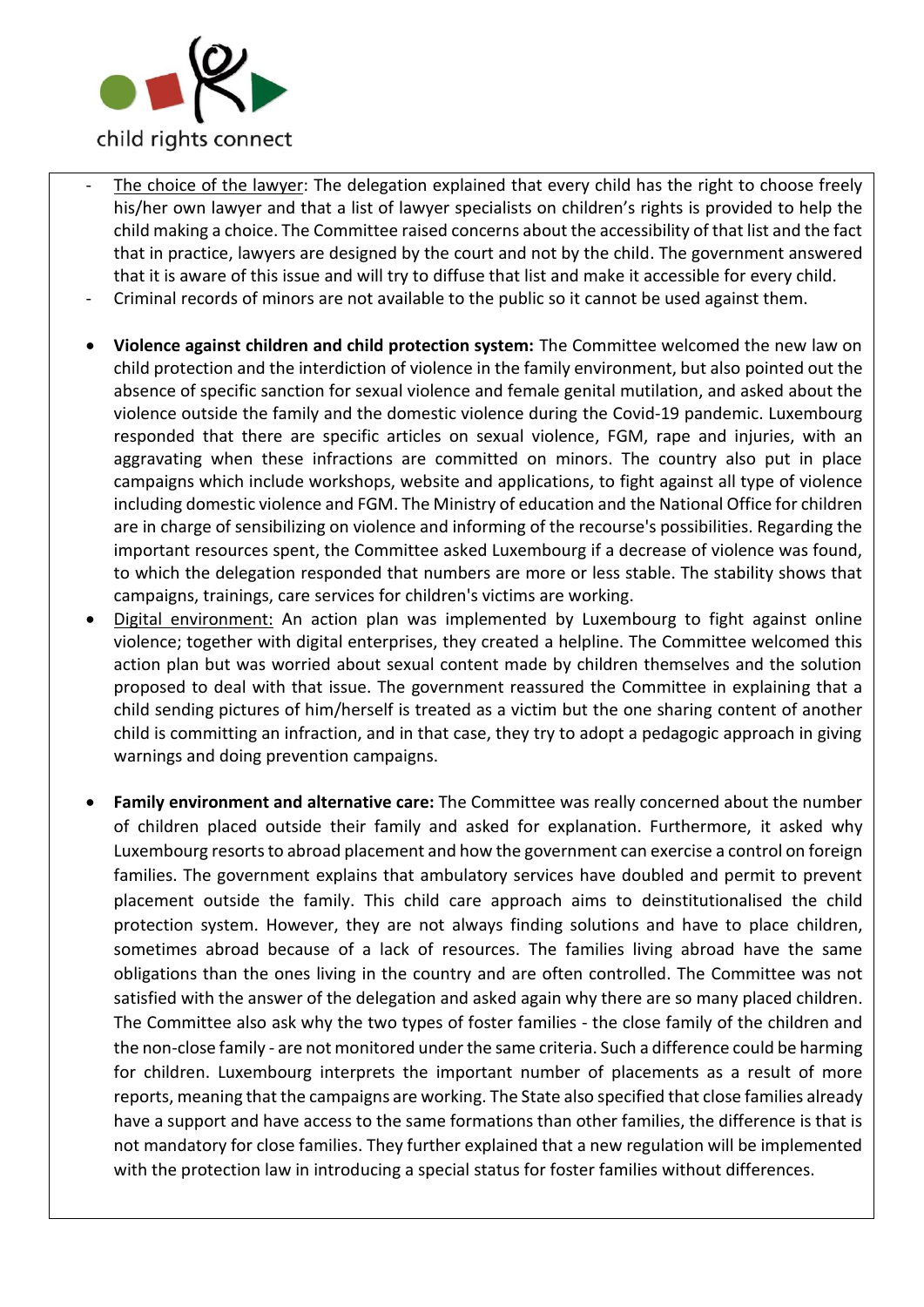- The choice of the lawyer: The delegation explained that every child has the right to choose freely his/her own lawyer and that a list of lawyer specialists on children's rights is provided to help the child making a choice. The Committee raised concerns about the accessibility of that list and the fact that in practice, lawyers are designed by the court and not by the child. The government answered that it is aware of this issue and will try to diffuse that list and make it accessible for every child.
- Criminal records of minors are not available to the public so it cannot be used against them.

- **Violence against children and child protection system:** The Committee welcomed the new law on child protection and the interdiction of violence in the family environment, but also pointed out the absence of specific sanction for sexual violence and female genital mutilation, and asked about the violence outside the family and the domestic violence during the Covid-19 pandemic. Luxembourg responded that there are specific articles on sexual violence, FGM, rape and injuries, with an aggravating when these infractions are committed on minors. The country also put in place campaigns which include workshops, website and applications, to fight against all type of violence including domestic violence and FGM. The Ministry of education and the National Office for children are in charge of sensibilizing on violence and informing of the recourse's possibilities. Regarding the important resources spent, the Committee asked Luxembourg if a decrease of violence was found, to which the delegation responded that numbers are more or less stable. The stability shows that campaigns, trainings, care services for children's victims are working.
- Digital environment: An action plan was implemented by Luxembourg to fight against online violence; together with digital enterprises, they created a helpline. The Committee welcomed this action plan but was worried about sexual content made by children themselves and the solution proposed to deal with that issue. The government reassured the Committee in explaining that a child sending pictures of him/herself is treated as a victim but the one sharing content of another child is committing an infraction, and in that case, they try to adopt a pedagogic approach in giving warnings and doing prevention campaigns.

- **Family environment and alternative care:** The Committee was really concerned about the number of children placed outside their family and asked for explanation. Furthermore, it asked why Luxembourg resorts to abroad placement and how the government can exercise a control on foreign families. The government explains that ambulatory services have doubled and permit to prevent placement outside the family. This child care approach aims to deinstitutionalised the child protection system. However, they are not always finding solutions and have to place children, sometimes abroad because of a lack of resources. The families living abroad have the same obligations than the ones living in the country and are often controlled. The Committee was not satisfied with the answer of the delegation and asked again why there are so many placed children. The Committee also ask why the two types of foster families - the close family of the children and the non-close family - are not monitored under the same criteria. Such a difference could be harming for children. Luxembourg interprets the important number of placements as a result of more reports, meaning that the campaigns are working. The State also specified that close families already have a support and have access to the same formations than other families, the difference is that is not mandatory for close families. They further explained that a new regulation will be implemented with the protection law in introducing a special status for foster families without differences.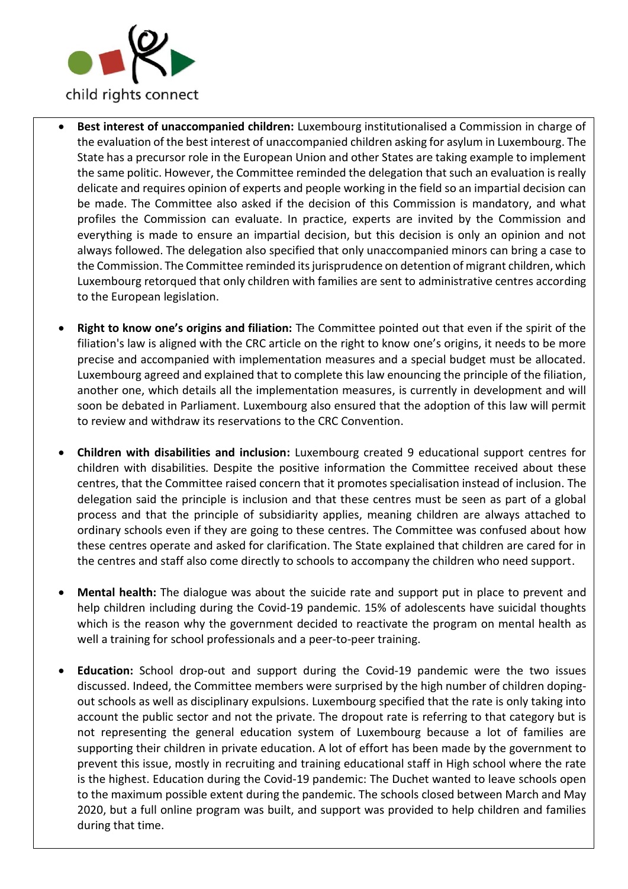- **Best interest of unaccompanied children:** Luxembourg institutionalised a Commission in charge of the evaluation of the best interest of unaccompanied children asking for asylum in Luxembourg. The State has a precursor role in the European Union and other States are taking example to implement the same politic. However, the Committee reminded the delegation that such an evaluation is really delicate and requires opinion of experts and people working in the field so an impartial decision can be made. The Committee also asked if the decision of this Commission is mandatory, and what profiles the Commission can evaluate. In practice, experts are invited by the Commission and everything is made to ensure an impartial decision, but this decision is only an opinion and not always followed. The delegation also specified that only unaccompanied minors can bring a case to the Commission. The Committee reminded its jurisprudence on detention of migrant children, which Luxembourg retorqued that only children with families are sent to administrative centres according to the European legislation.

- **Right to know one's origins and filiation:** The Committee pointed out that even if the spirit of the filiation's law is aligned with the CRC article on the right to know one's origins, it needs to be more precise and accompanied with implementation measures and a special budget must be allocated. Luxembourg agreed and explained that to complete this law enouncing the principle of the filiation, another one, which details all the implementation measures, is currently in development and will soon be debated in Parliament. Luxembourg also ensured that the adoption of this law will permit to review and withdraw its reservations to the CRC Convention.

- **Children with disabilities and inclusion:** Luxembourg created 9 educational support centres for children with disabilities. Despite the positive information the Committee received about these centres, that the Committee raised concern that it promotes specialisation instead of inclusion. The delegation said the principle is inclusion and that these centres must be seen as part of a global process and that the principle of subsidiarity applies, meaning children are always attached to ordinary schools even if they are going to these centres. The Committee was confused about how these centres operate and asked for clarification. The State explained that children are cared for in the centres and staff also come directly to schools to accompany the children who need support.

- **Mental health:** The dialogue was about the suicide rate and support put in place to prevent and help children including during the Covid-19 pandemic. 15% of adolescents have suicidal thoughts which is the reason why the government decided to reactivate the program on mental health as well a training for school professionals and a peer-to-peer training.

- **Education:** School drop-out and support during the Covid-19 pandemic were the two issues discussed. Indeed, the Committee members were surprised by the high number of children doping-out schools as well as disciplinary expulsions. Luxembourg specified that the rate is only taking into account the public sector and not the private. The dropout rate is referring to that category but is not representing the general education system of Luxembourg because a lot of families are supporting their children in private education. A lot of effort has been made by the government to prevent this issue, mostly in recruiting and training educational staff in High school where the rate is the highest. Education during the Covid-19 pandemic: The Duchet wanted to leave schools open to the maximum possible extent during the pandemic. The schools closed between March and May 2020, but a full online program was built, and support was provided to help children and families during that time.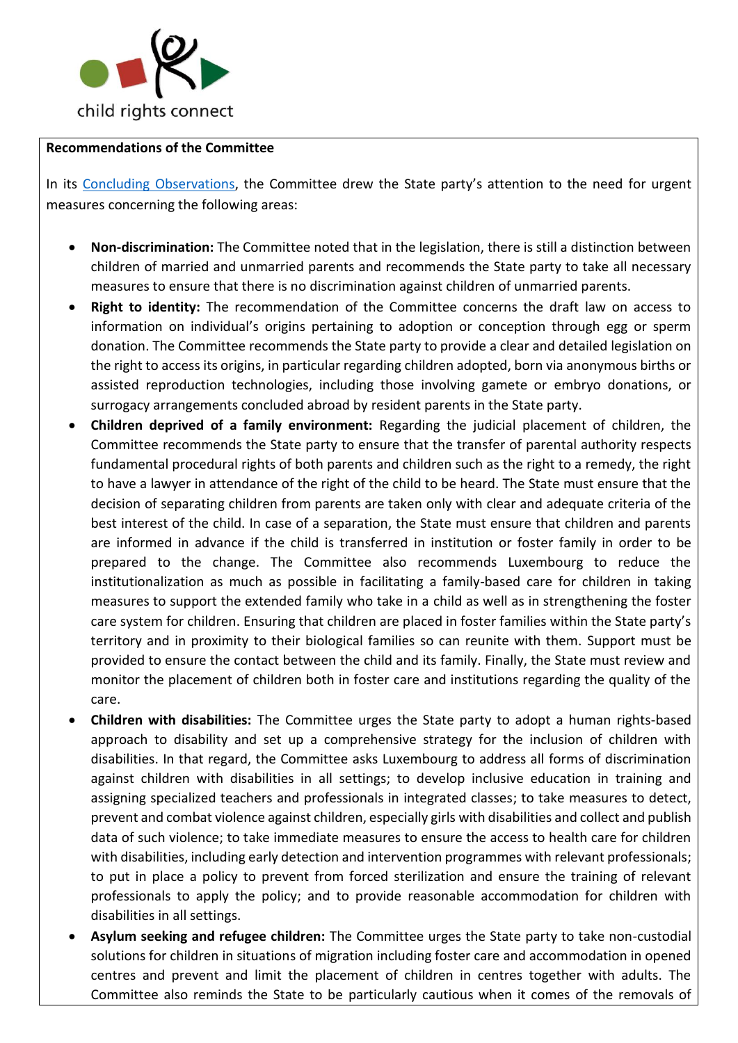**Recommendations of the Committee**

In its [Concluding Observations](), the Committee drew the State party's attention to the need for urgent measures concerning the following areas:

- **Non-discrimination:** The Committee noted that in the legislation, there is still a distinction between children of married and unmarried parents and recommends the State party to take all necessary measures to ensure that there is no discrimination against children of unmarried parents.
- **Right to identity:** The recommendation of the Committee concerns the draft law on access to information on individual's origins pertaining to adoption or conception through egg or sperm donation. The Committee recommends the State party to provide a clear and detailed legislation on the right to access its origins, in particular regarding children adopted, born via anonymous births or assisted reproduction technologies, including those involving gamete or embryo donations, or surrogacy arrangements concluded abroad by resident parents in the State party.
- **Children deprived of a family environment:** Regarding the judicial placement of children, the Committee recommends the State party to ensure that the transfer of parental authority respects fundamental procedural rights of both parents and children such as the right to a remedy, the right to have a lawyer in attendance of the right of the child to be heard. The State must ensure that the decision of separating children from parents are taken only with clear and adequate criteria of the best interest of the child. In case of a separation, the State must ensure that children and parents are informed in advance if the child is transferred in institution or foster family in order to be prepared to the change. The Committee also recommends Luxembourg to reduce the institutionalization as much as possible in facilitating a family-based care for children in taking measures to support the extended family who take in a child as well as in strengthening the foster care system for children. Ensuring that children are placed in foster families within the State party's territory and in proximity to their biological families so can reunite with them. Support must be provided to ensure the contact between the child and its family. Finally, the State must review and monitor the placement of children both in foster care and institutions regarding the quality of the care.
- **Children with disabilities:** The Committee urges the State party to adopt a human rights-based approach to disability and set up a comprehensive strategy for the inclusion of children with disabilities. In that regard, the Committee asks Luxembourg to address all forms of discrimination against children with disabilities in all settings; to develop inclusive education in training and assigning specialized teachers and professionals in integrated classes; to take measures to detect, prevent and combat violence against children, especially girls with disabilities and collect and publish data of such violence; to take immediate measures to ensure the access to health care for children with disabilities, including early detection and intervention programmes with relevant professionals; to put in place a policy to prevent from forced sterilization and ensure the training of relevant professionals to apply the policy; and to provide reasonable accommodation for children with disabilities in all settings.
- **Asylum seeking and refugee children:** The Committee urges the State party to take non-custodial solutions for children in situations of migration including foster care and accommodation in opened centres and prevent and limit the placement of children in centres together with adults. The Committee also reminds the State to be particularly cautious when it comes of the removals of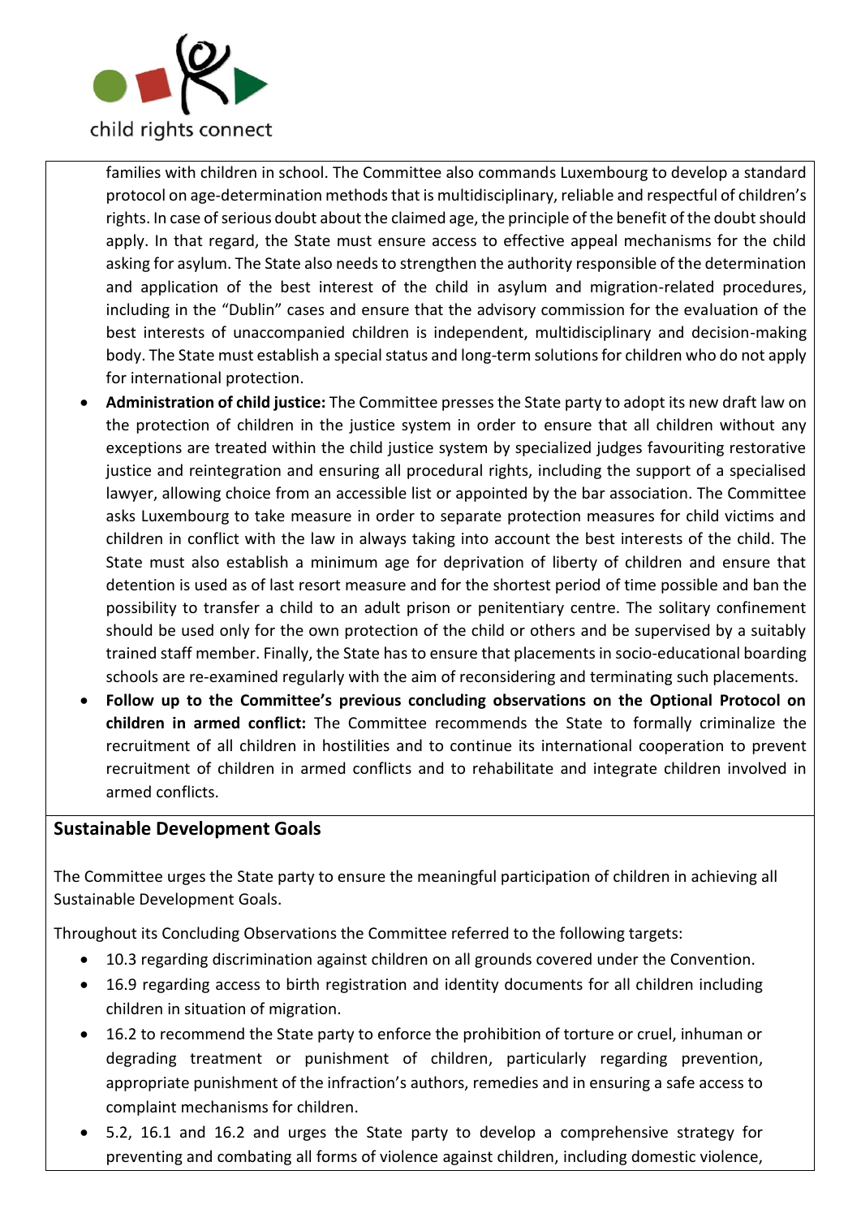families with children in school. The Committee also commands Luxembourg to develop a standard protocol on age-determination methods that is multidisciplinary, reliable and respectful of children's rights. In case of serious doubt about the claimed age, the principle of the benefit of the doubt should apply. In that regard, the State must ensure access to effective appeal mechanisms for the child asking for asylum. The State also needs to strengthen the authority responsible of the determination and application of the best interest of the child in asylum and migration-related procedures, including in the "Dublin" cases and ensure that the advisory commission for the evaluation of the best interests of unaccompanied children is independent, multidisciplinary and decision-making body. The State must establish a special status and long-term solutions for children who do not apply for international protection.

- **Administration of child justice:** The Committee presses the State party to adopt its new draft law on the protection of children in the justice system in order to ensure that all children without any exceptions are treated within the child justice system by specialized judges favouring restorative justice and reintegration and ensuring all procedural rights, including the support of a specialised lawyer, allowing choice from an accessible list or appointed by the bar association. The Committee asks Luxembourg to take measure in order to separate protection measures for child victims and children in conflict with the law in always taking into account the best interests of the child. The State must also establish a minimum age for deprivation of liberty of children and ensure that detention is used as of last resort measure and for the shortest period of time possible and ban the possibility to transfer a child to an adult prison or penitentiary centre. The solitary confinement should be used only for the own protection of the child or others and be supervised by a suitably trained staff member. Finally, the State has to ensure that placements in socio-educational boarding schools are re-examined regularly with the aim of reconsidering and terminating such placements.
- **Follow up to the Committee's previous concluding observations on the Optional Protocol on children in armed conflict:** The Committee recommends the State to formally criminalize the recruitment of all children in hostilities and to continue its international cooperation to prevent recruitment of children in armed conflicts and to rehabilitate and integrate children involved in armed conflicts.

## Sustainable Development Goals

The Committee urges the State party to ensure the meaningful participation of children in achieving all Sustainable Development Goals.

Throughout its Concluding Observations the Committee referred to the following targets:

- 10.3 regarding discrimination against children on all grounds covered under the Convention.
- 16.9 regarding access to birth registration and identity documents for all children including children in situation of migration.
- 16.2 to recommend the State party to enforce the prohibition of torture or cruel, inhuman or degrading treatment or punishment of children, particularly regarding prevention, appropriate punishment of the infraction's authors, remedies and in ensuring a safe access to complaint mechanisms for children.
- 5.2, 16.1 and 16.2 and urges the State party to develop a comprehensive strategy for preventing and combating all forms of violence against children, including domestic violence,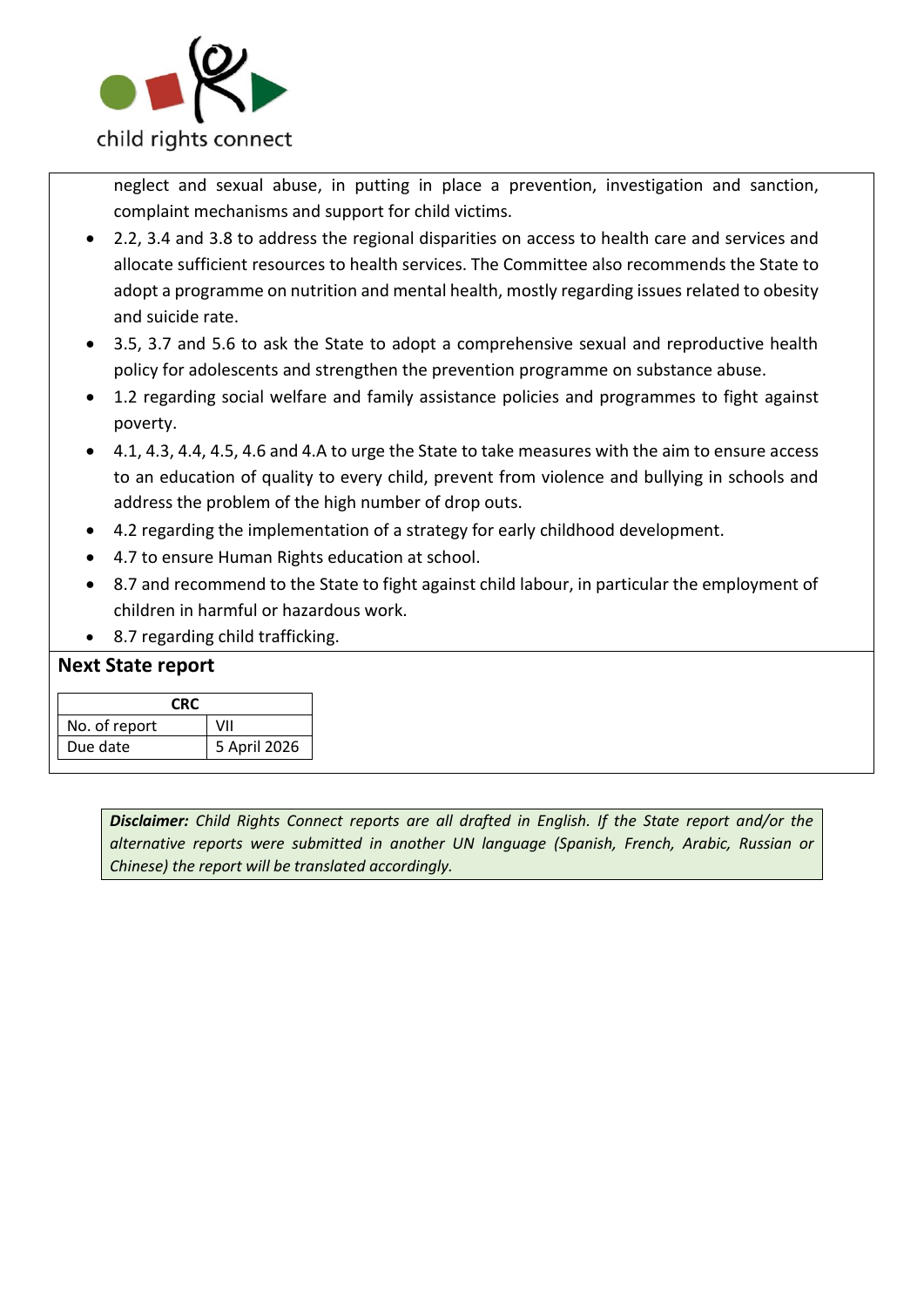neglect and sexual abuse, in putting in place a prevention, investigation and sanction, complaint mechanisms and support for child victims.

- 2.2, 3.4 and 3.8 to address the regional disparities on access to health care and services and allocate sufficient resources to health services. The Committee also recommends the State to adopt a programme on nutrition and mental health, mostly regarding issues related to obesity and suicide rate.
- 3.5, 3.7 and 5.6 to ask the State to adopt a comprehensive sexual and reproductive health policy for adolescents and strengthen the prevention programme on substance abuse.
- 1.2 regarding social welfare and family assistance policies and programmes to fight against poverty.
- 4.1, 4.3, 4.4, 4.5, 4.6 and 4.A to urge the State to take measures with the aim to ensure access to an education of quality to every child, prevent from violence and bullying in schools and address the problem of the high number of drop outs.
- 4.2 regarding the implementation of a strategy for early childhood development.
- 4.7 to ensure Human Rights education at school.
- 8.7 and recommend to the State to fight against child labour, in particular the employment of children in harmful or hazardous work.
- 8.7 regarding child trafficking.

## Next State report

| CRC | |
|---|---|
| No. of report | VII |
| Due date | 5 April 2026 |

***Disclaimer:*** *Child Rights Connect reports are all drafted in English. If the State report and/or the alternative reports were submitted in another UN language (Spanish, French, Arabic, Russian or Chinese) the report will be translated accordingly.*